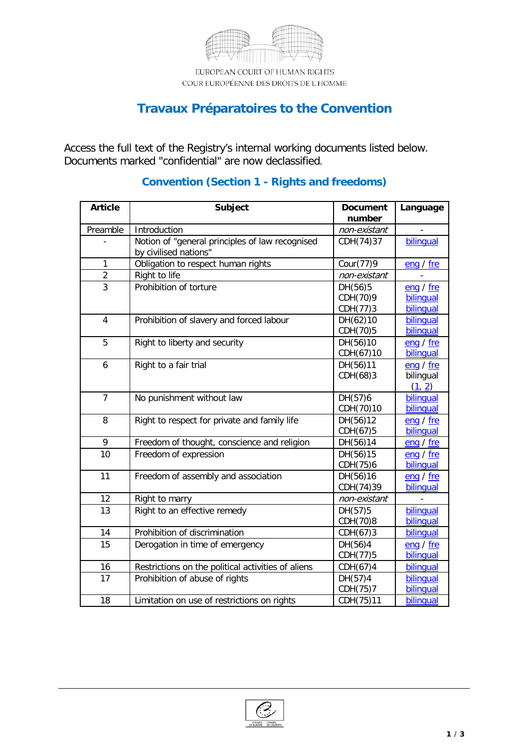EUROPEAN COURT OF HUMAN RIGHTS
COUR EUROPÉENNE DES DROITS DE L'HOMME

# Travaux Préparatoires to the Convention

Access the full text of the Registry's internal working documents listed below.
Documents marked "confidential" are now declassified.

## Convention (Section 1 - Rights and freedoms)

| Article | Subject | Document number | Language |
|---|---|---|---|
| Preamble | Introduction | *non-existant* | - |
| - | Notion of "general principles of law recognised by civilised nations" | CDH(74)37 | bilingual |
| 1 | Obligation to respect human rights | Cour(77)9 | eng / fre |
| 2 | Right to life | *non-existant* | - |
| 3 | Prohibition of torture | DH(56)5<br>CDH(70)9<br>CDH(77)3 | eng / fre<br>bilingual<br>bilingual |
| 4 | Prohibition of slavery and forced labour | DH(62)10<br>CDH(70)5 | bilingual<br>bilingual |
| 5 | Right to liberty and security | DH(56)10<br>CDH(67)10 | eng / fre<br>bilingual |
| 6 | Right to a fair trial | DH(56)11<br>CDH(68)3 | eng / fre<br>bilingual (1, 2) |
| 7 | No punishment without law | DH(57)6<br>CDH(70)10 | bilingual<br>bilingual |
| 8 | Right to respect for private and family life | DH(56)12<br>CDH(67)5 | eng / fre<br>bilingual |
| 9 | Freedom of thought, conscience and religion | DH(56)14 | eng / fre |
| 10 | Freedom of expression | DH(56)15<br>CDH(75)6 | eng / fre<br>bilingual |
| 11 | Freedom of assembly and association | DH(56)16<br>CDH(74)39 | eng / fre<br>bilingual |
| 12 | Right to marry | *non-existant* | - |
| 13 | Right to an effective remedy | DH(57)5<br>CDH(70)8 | bilingual<br>bilingual |
| 14 | Prohibition of discrimination | CDH(67)3 | bilingual |
| 15 | Derogation in time of emergency | DH(56)4<br>CDH(77)5 | eng / fre<br>bilingual |
| 16 | Restrictions on the political activities of aliens | CDH(67)4 | bilingual |
| 17 | Prohibition of abuse of rights | DH(57)4<br>CDH(75)7 | bilingual<br>bilingual |
| 18 | Limitation on use of restrictions on rights | CDH(75)11 | bilingual |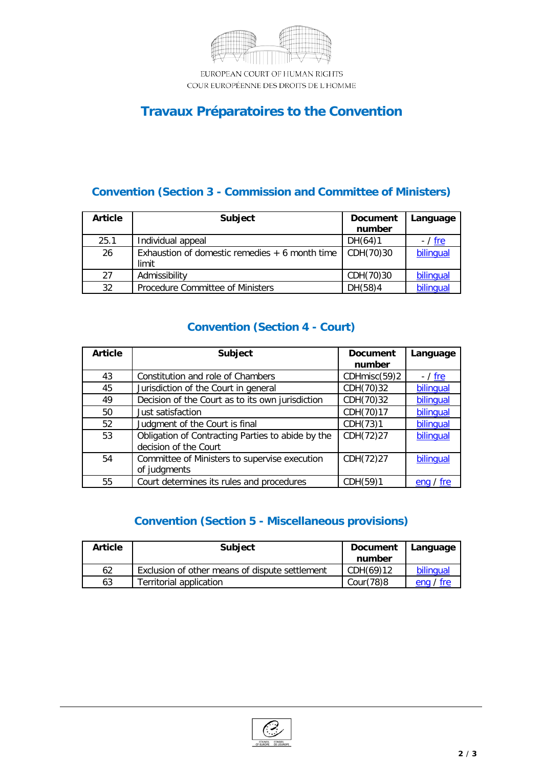EUROPEAN COURT OF HUMAN RIGHTS
COUR EUROPÉENNE DES DROITS DE L'HOMME

# Travaux Préparatoires to the Convention

## Convention (Section 3 - Commission and Committee of Ministers)

| Article | Subject | Document number | Language |
|---|---|---|---|
| 25.1 | Individual appeal | DH(64)1 | - / fre |
| 26 | Exhaustion of domestic remedies + 6 month time limit | CDH(70)30 | bilingual |
| 27 | Admissibility | CDH(70)30 | bilingual |
| 32 | Procedure Committee of Ministers | DH(58)4 | bilingual |

## Convention (Section 4 - Court)

| Article | Subject | Document number | Language |
|---|---|---|---|
| 43 | Constitution and role of Chambers | CDHmisc(59)2 | - / fre |
| 45 | Jurisdiction of the Court in general | CDH(70)32 | bilingual |
| 49 | Decision of the Court as to its own jurisdiction | CDH(70)32 | bilingual |
| 50 | Just satisfaction | CDH(70)17 | bilingual |
| 52 | Judgment of the Court is final | CDH(73)1 | bilingual |
| 53 | Obligation of Contracting Parties to abide by the decision of the Court | CDH(72)27 | bilingual |
| 54 | Committee of Ministers to supervise execution of judgments | CDH(72)27 | bilingual |
| 55 | Court determines its rules and procedures | CDH(59)1 | eng / fre |

## Convention (Section 5 - Miscellaneous provisions)

| Article | Subject | Document number | Language |
|---|---|---|---|
| 62 | Exclusion of other means of dispute settlement | CDH(69)12 | bilingual |
| 63 | Territorial application | Cour(78)8 | eng / fre |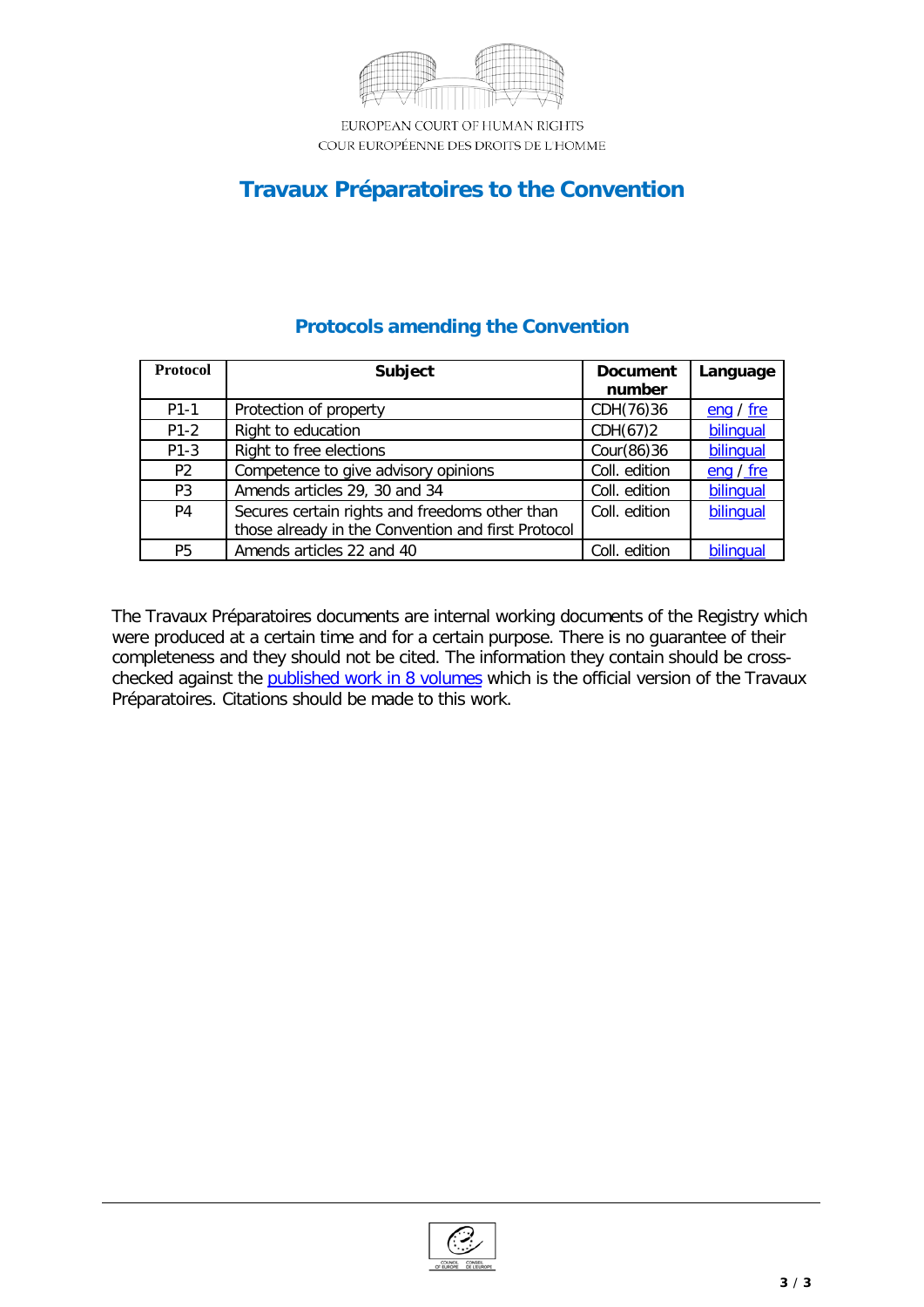EUROPEAN COURT OF HUMAN RIGHTS
COUR EUROPÉENNE DES DROITS DE L'HOMME

# Travaux Préparatoires to the Convention

## Protocols amending the Convention

| Protocol | Subject | Document number | Language |
|---|---|---|---|
| P1-1 | Protection of property | CDH(76)36 | eng / fre |
| P1-2 | Right to education | CDH(67)2 | bilingual |
| P1-3 | Right to free elections | Cour(86)36 | bilingual |
| P2 | Competence to give advisory opinions | Coll. edition | eng / fre |
| P3 | Amends articles 29, 30 and 34 | Coll. edition | bilingual |
| P4 | Secures certain rights and freedoms other than those already in the Convention and first Protocol | Coll. edition | bilingual |
| P5 | Amends articles 22 and 40 | Coll. edition | bilingual |

The Travaux Préparatoires documents are internal working documents of the Registry which were produced at a certain time and for a certain purpose. There is no guarantee of their completeness and they should not be cited. The information they contain should be cross-checked against the published work in 8 volumes which is the official version of the Travaux Préparatoires. Citations should be made to this work.